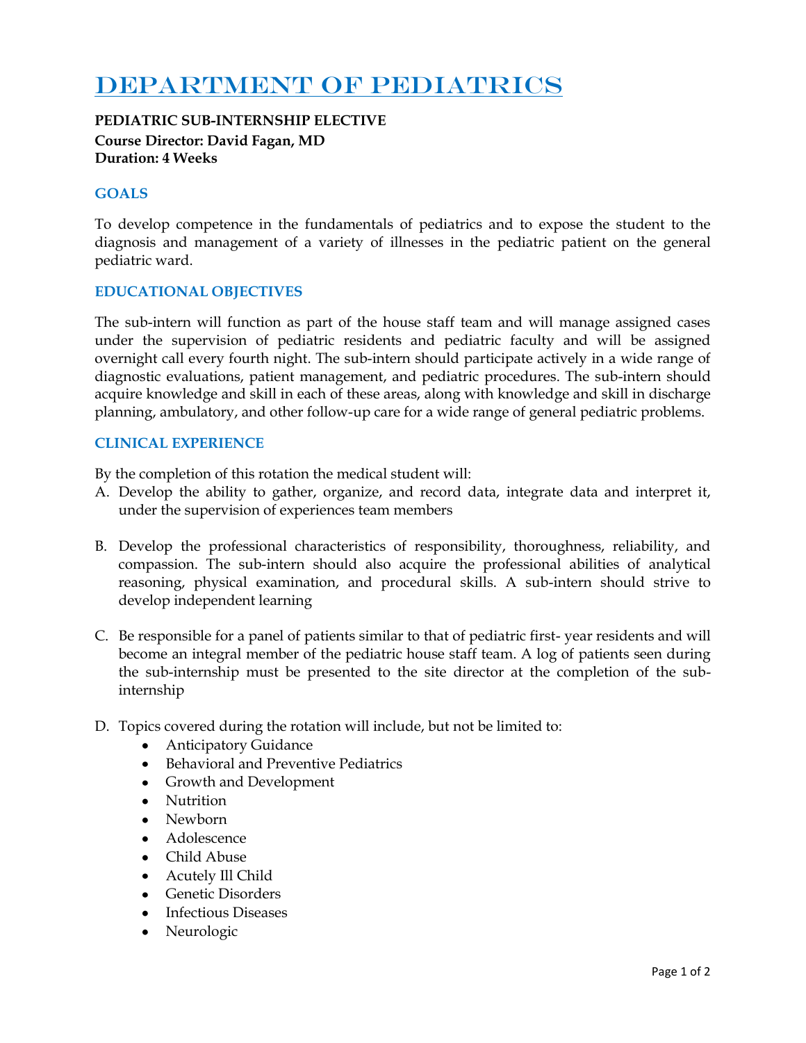# Department of Pediatrics

**PEDIATRIC SUB-INTERNSHIP ELECTIVE**
**Course Director: David Fagan, MD**
**Duration: 4 Weeks**

## GOALS

To develop competence in the fundamentals of pediatrics and to expose the student to the diagnosis and management of a variety of illnesses in the pediatric patient on the general pediatric ward.

## EDUCATIONAL OBJECTIVES

The sub-intern will function as part of the house staff team and will manage assigned cases under the supervision of pediatric residents and pediatric faculty and will be assigned overnight call every fourth night. The sub-intern should participate actively in a wide range of diagnostic evaluations, patient management, and pediatric procedures. The sub-intern should acquire knowledge and skill in each of these areas, along with knowledge and skill in discharge planning, ambulatory, and other follow-up care for a wide range of general pediatric problems.

## CLINICAL EXPERIENCE

By the completion of this rotation the medical student will:

A. Develop the ability to gather, organize, and record data, integrate data and interpret it, under the supervision of experiences team members

B. Develop the professional characteristics of responsibility, thoroughness, reliability, and compassion. The sub-intern should also acquire the professional abilities of analytical reasoning, physical examination, and procedural skills. A sub-intern should strive to develop independent learning

C. Be responsible for a panel of patients similar to that of pediatric first- year residents and will become an integral member of the pediatric house staff team. A log of patients seen during the sub-internship must be presented to the site director at the completion of the sub-internship

D. Topics covered during the rotation will include, but not be limited to:
   - Anticipatory Guidance
   - Behavioral and Preventive Pediatrics
   - Growth and Development
   - Nutrition
   - Newborn
   - Adolescence
   - Child Abuse
   - Acutely Ill Child
   - Genetic Disorders
   - Infectious Diseases
   - Neurologic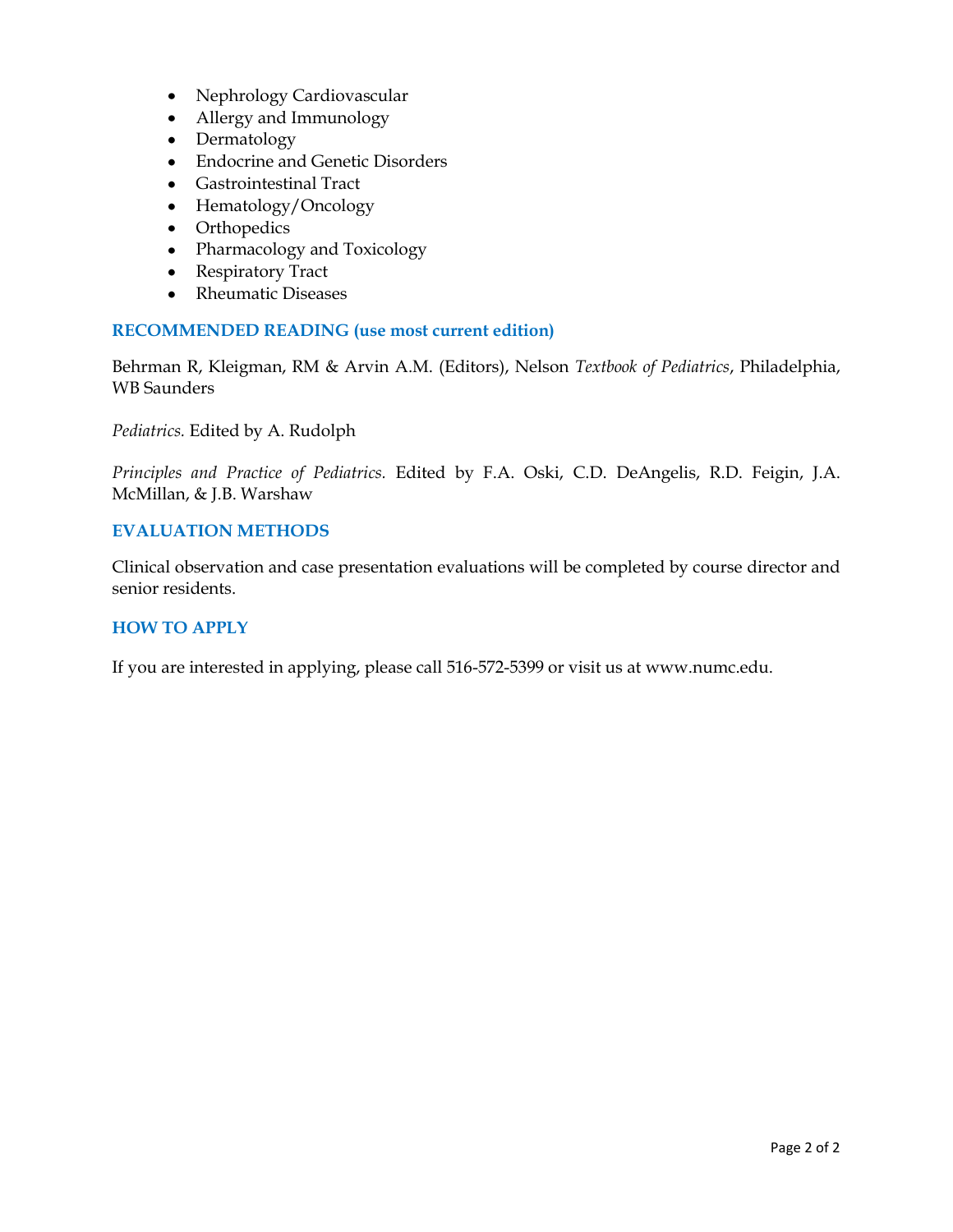- Nephrology Cardiovascular
- Allergy and Immunology
- Dermatology
- Endocrine and Genetic Disorders
- Gastrointestinal Tract
- Hematology/Oncology
- Orthopedics
- Pharmacology and Toxicology
- Respiratory Tract
- Rheumatic Diseases

## RECOMMENDED READING (use most current edition)

Behrman R, Kleigman, RM & Arvin A.M. (Editors), Nelson *Textbook of Pediatrics*, Philadelphia, WB Saunders

*Pediatrics.* Edited by A. Rudolph

*Principles and Practice of Pediatrics.* Edited by F.A. Oski, C.D. DeAngelis, R.D. Feigin, J.A. McMillan, & J.B. Warshaw

## EVALUATION METHODS

Clinical observation and case presentation evaluations will be completed by course director and senior residents.

## HOW TO APPLY

If you are interested in applying, please call 516-572-5399 or visit us at www.numc.edu.